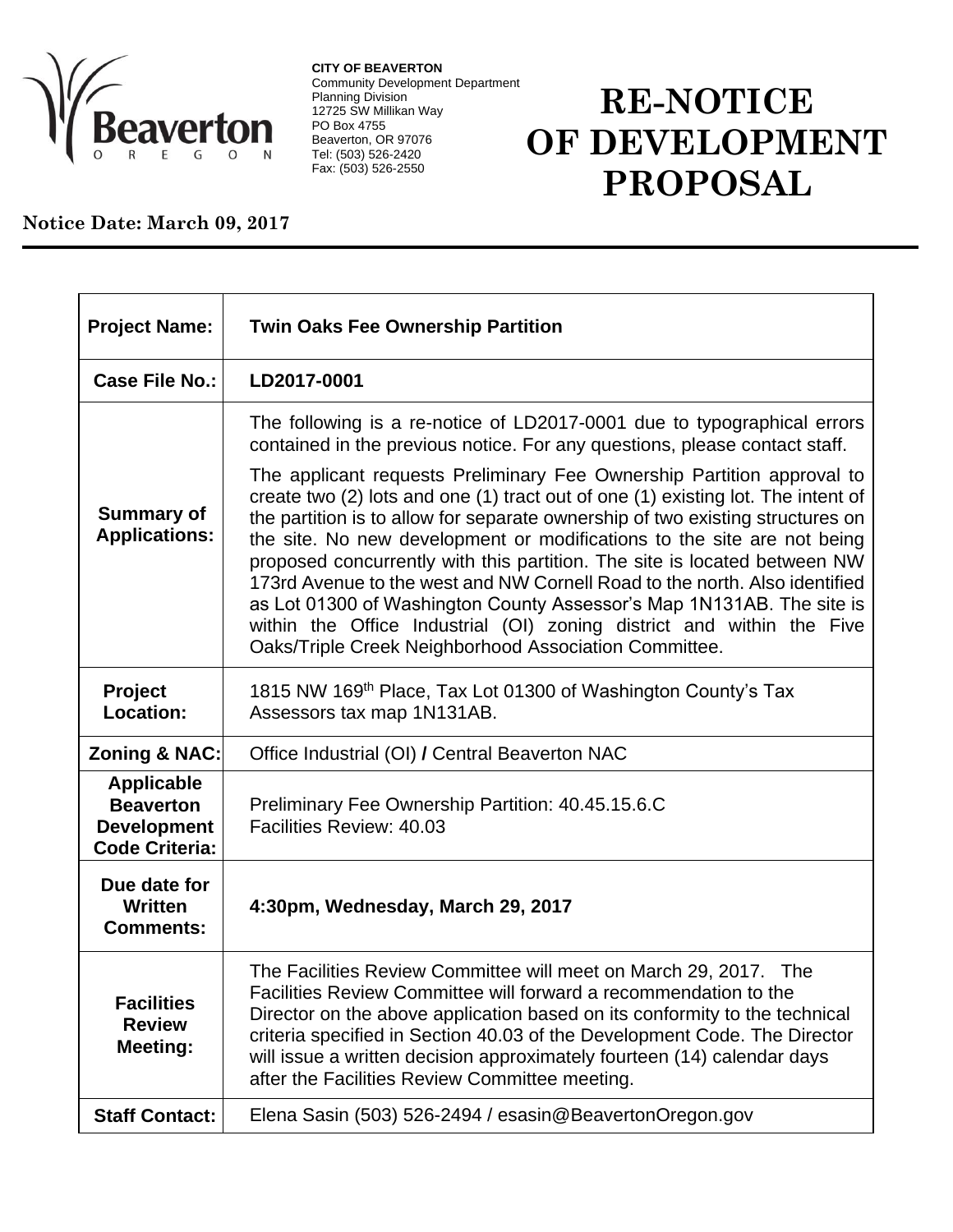**CITY OF BEAVERTON**
Community Development Department
Planning Division
12725 SW Millikan Way
PO Box 4755
Beaverton, OR 97076
Tel: (503) 526-2420
Fax: (503) 526-2550

# RE-NOTICE OF DEVELOPMENT PROPOSAL

**Notice Date: March 09, 2017**

| | |
|---|---|
| **Project Name:** | **Twin Oaks Fee Ownership Partition** |
| **Case File No.:** | **LD2017-0001** |
| **Summary of Applications:** | The following is a re-notice of LD2017-0001 due to typographical errors contained in the previous notice. For any questions, please contact staff.<br><br>The applicant requests Preliminary Fee Ownership Partition approval to create two (2) lots and one (1) tract out of one (1) existing lot. The intent of the partition is to allow for separate ownership of two existing structures on the site. No new development or modifications to the site are not being proposed concurrently with this partition. The site is located between NW 173rd Avenue to the west and NW Cornell Road to the north. Also identified as Lot 01300 of Washington County Assessor's Map 1N131AB. The site is within the Office Industrial (OI) zoning district and within the Five Oaks/Triple Creek Neighborhood Association Committee. |
| **Project Location:** | 1815 NW 169th Place, Tax Lot 01300 of Washington County's Tax Assessors tax map 1N131AB. |
| **Zoning & NAC:** | Office Industrial (OI) **/** Central Beaverton NAC |
| **Applicable Beaverton Development Code Criteria:** | Preliminary Fee Ownership Partition: 40.45.15.6.C<br>Facilities Review: 40.03 |
| **Due date for Written Comments:** | **4:30pm, Wednesday, March 29, 2017** |
| **Facilities Review Meeting:** | The Facilities Review Committee will meet on March 29, 2017. The Facilities Review Committee will forward a recommendation to the Director on the above application based on its conformity to the technical criteria specified in Section 40.03 of the Development Code. The Director will issue a written decision approximately fourteen (14) calendar days after the Facilities Review Committee meeting. |
| **Staff Contact:** | Elena Sasin (503) 526-2494 / esasin@BeavertonOregon.gov |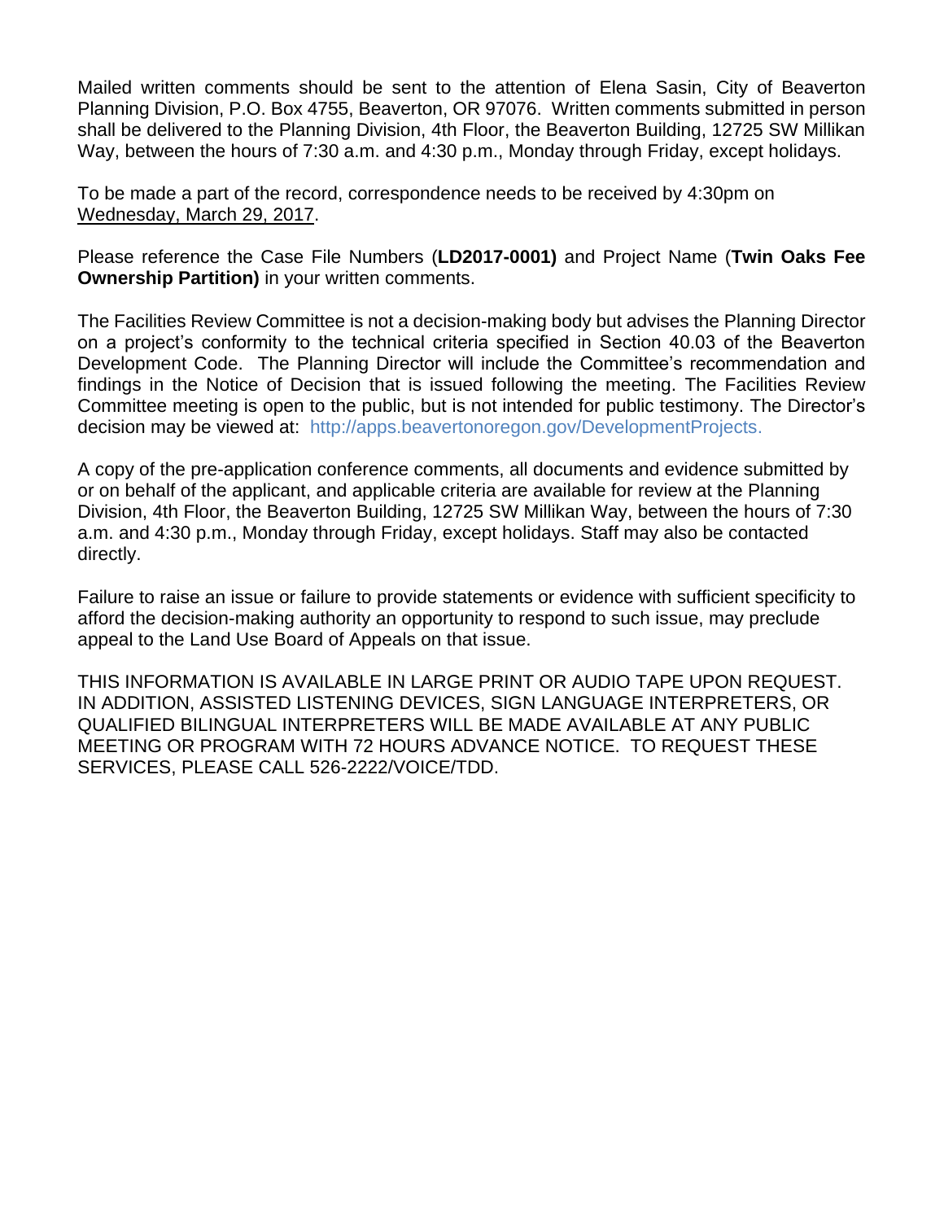Mailed written comments should be sent to the attention of Elena Sasin, City of Beaverton Planning Division, P.O. Box 4755, Beaverton, OR 97076. Written comments submitted in person shall be delivered to the Planning Division, 4th Floor, the Beaverton Building, 12725 SW Millikan Way, between the hours of 7:30 a.m. and 4:30 p.m., Monday through Friday, except holidays.

To be made a part of the record, correspondence needs to be received by 4:30pm on Wednesday, March 29, 2017.

Please reference the Case File Numbers (**LD2017-0001)** and Project Name (**Twin Oaks Fee Ownership Partition)** in your written comments.

The Facilities Review Committee is not a decision-making body but advises the Planning Director on a project's conformity to the technical criteria specified in Section 40.03 of the Beaverton Development Code. The Planning Director will include the Committee's recommendation and findings in the Notice of Decision that is issued following the meeting. The Facilities Review Committee meeting is open to the public, but is not intended for public testimony. The Director's decision may be viewed at: http://apps.beavertonoregon.gov/DevelopmentProjects.

A copy of the pre-application conference comments, all documents and evidence submitted by or on behalf of the applicant, and applicable criteria are available for review at the Planning Division, 4th Floor, the Beaverton Building, 12725 SW Millikan Way, between the hours of 7:30 a.m. and 4:30 p.m., Monday through Friday, except holidays. Staff may also be contacted directly.

Failure to raise an issue or failure to provide statements or evidence with sufficient specificity to afford the decision-making authority an opportunity to respond to such issue, may preclude appeal to the Land Use Board of Appeals on that issue.

THIS INFORMATION IS AVAILABLE IN LARGE PRINT OR AUDIO TAPE UPON REQUEST. IN ADDITION, ASSISTED LISTENING DEVICES, SIGN LANGUAGE INTERPRETERS, OR QUALIFIED BILINGUAL INTERPRETERS WILL BE MADE AVAILABLE AT ANY PUBLIC MEETING OR PROGRAM WITH 72 HOURS ADVANCE NOTICE. TO REQUEST THESE SERVICES, PLEASE CALL 526-2222/VOICE/TDD.